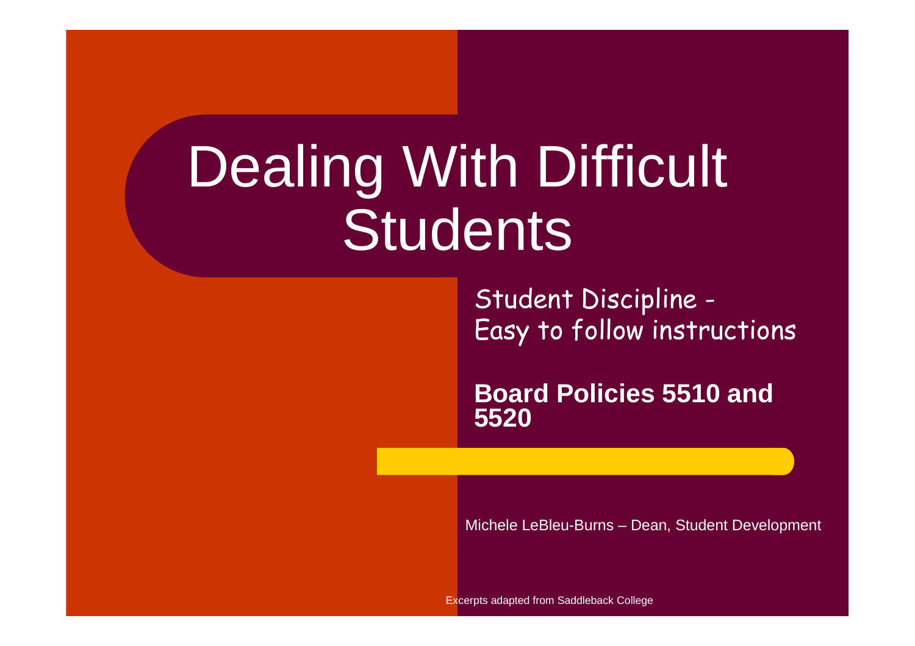# Dealing With Difficult Students

Student Discipline - Easy to follow instructions

**Board Policies 5510 and 5520**

Michele LeBleu-Burns – Dean, Student Development

Excerpts adapted from Saddleback College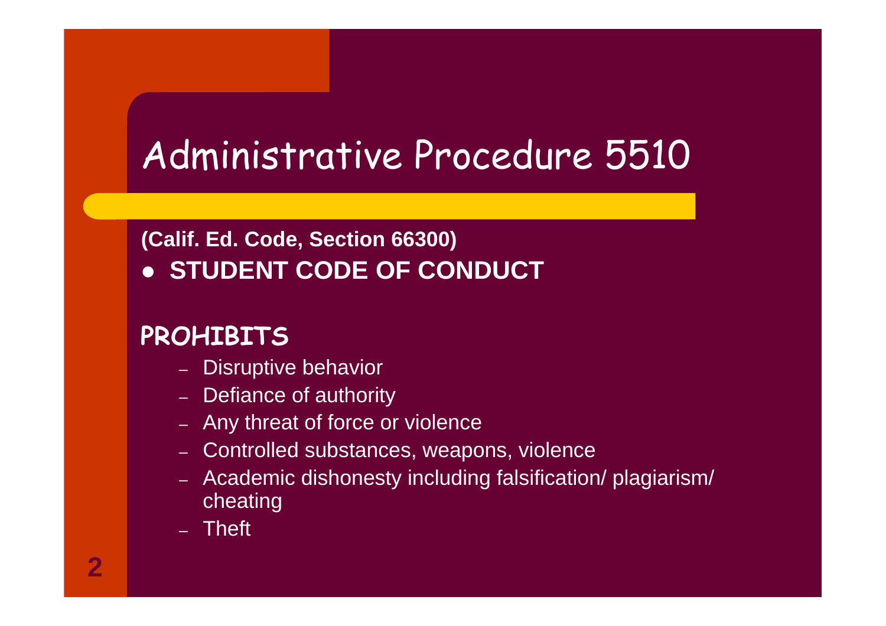# Administrative Procedure 5510

**(Calif. Ed. Code, Section 66300)**

- **STUDENT CODE OF CONDUCT**

## PROHIBITS

- Disruptive behavior
- Defiance of authority
- Any threat of force or violence
- Controlled substances, weapons, violence
- Academic dishonesty including falsification/ plagiarism/ cheating
- Theft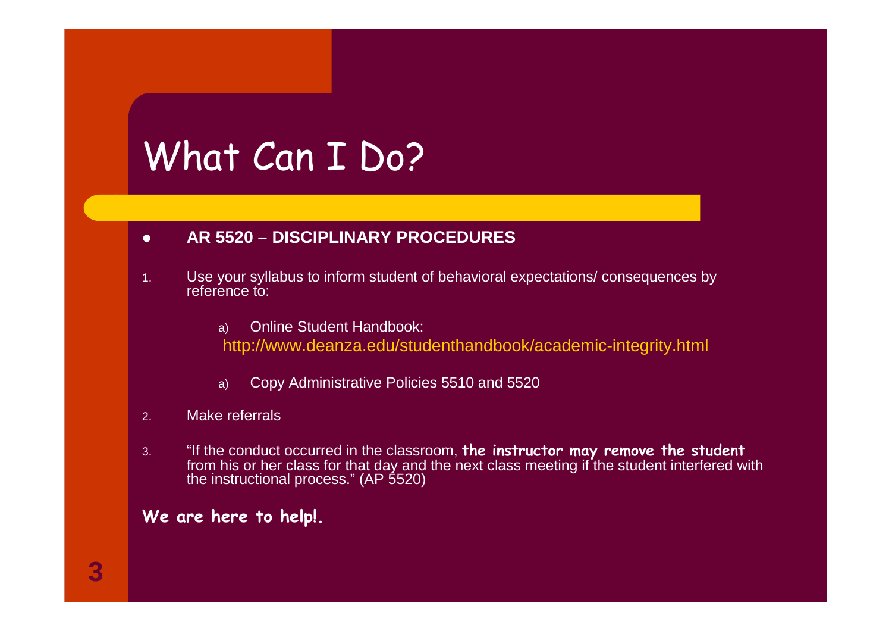# What Can I Do?

- **AR 5520 – DISCIPLINARY PROCEDURES**

1. Use your syllabus to inform student of behavioral expectations/ consequences by reference to:

   a) Online Student Handbook:
   http://www.deanza.edu/studenthandbook/academic-integrity.html

   a) Copy Administrative Policies 5510 and 5520

2. Make referrals

3. "If the conduct occurred in the classroom, **the instructor may remove the student** from his or her class for that day and the next class meeting if the student interfered with the instructional process." (AP 5520)

**We are here to help!.**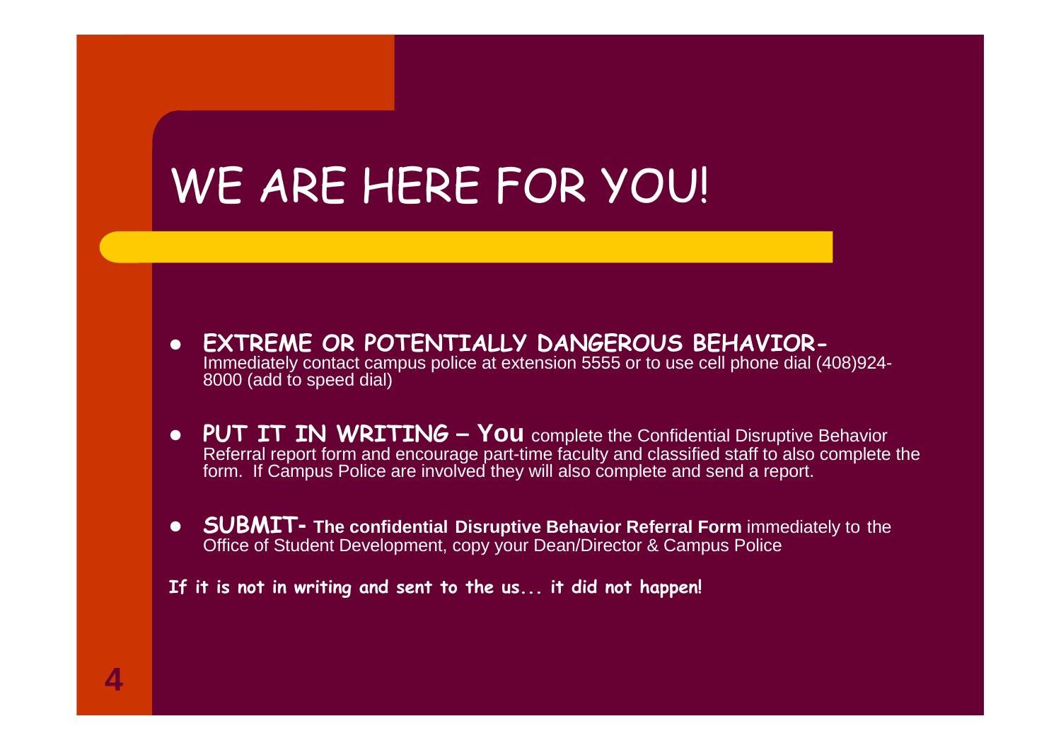# WE ARE HERE FOR YOU!

- **EXTREME OR POTENTIALLY DANGEROUS BEHAVIOR-** Immediately contact campus police at extension 5555 or to use cell phone dial (408)924-8000 (add to speed dial)

- **PUT IT IN WRITING – You** complete the Confidential Disruptive Behavior Referral report form and encourage part-time faculty and classified staff to also complete the form. If Campus Police are involved they will also complete and send a report.

- **SUBMIT- The confidential Disruptive Behavior Referral Form** immediately to the Office of Student Development, copy your Dean/Director & Campus Police

**If it is not in writing and sent to the us... it did not happen!**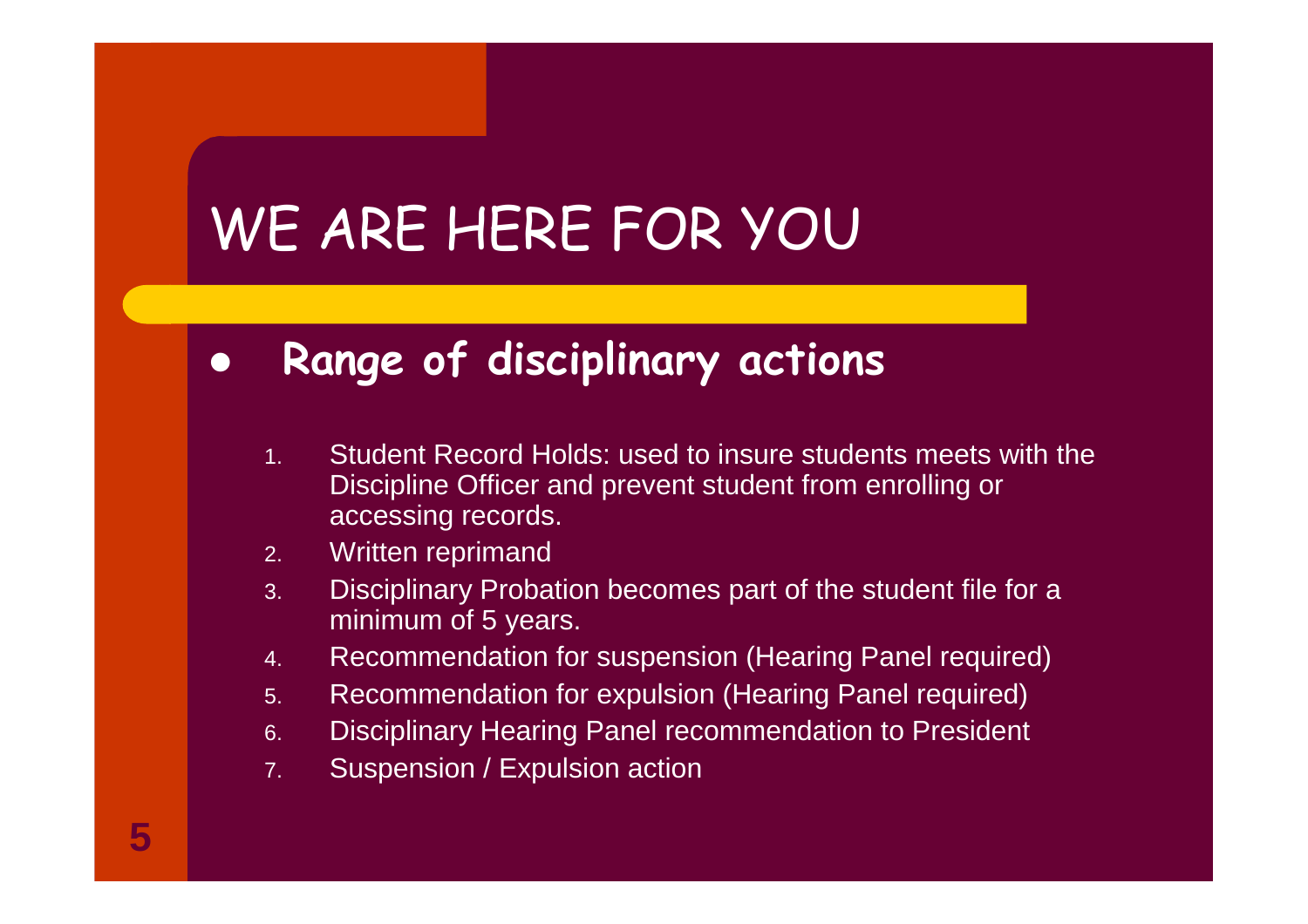# WE ARE HERE FOR YOU

- **Range of disciplinary actions**

1. Student Record Holds: used to insure students meets with the Discipline Officer and prevent student from enrolling or accessing records.
2. Written reprimand
3. Disciplinary Probation becomes part of the student file for a minimum of 5 years.
4. Recommendation for suspension (Hearing Panel required)
5. Recommendation for expulsion (Hearing Panel required)
6. Disciplinary Hearing Panel recommendation to President
7. Suspension / Expulsion action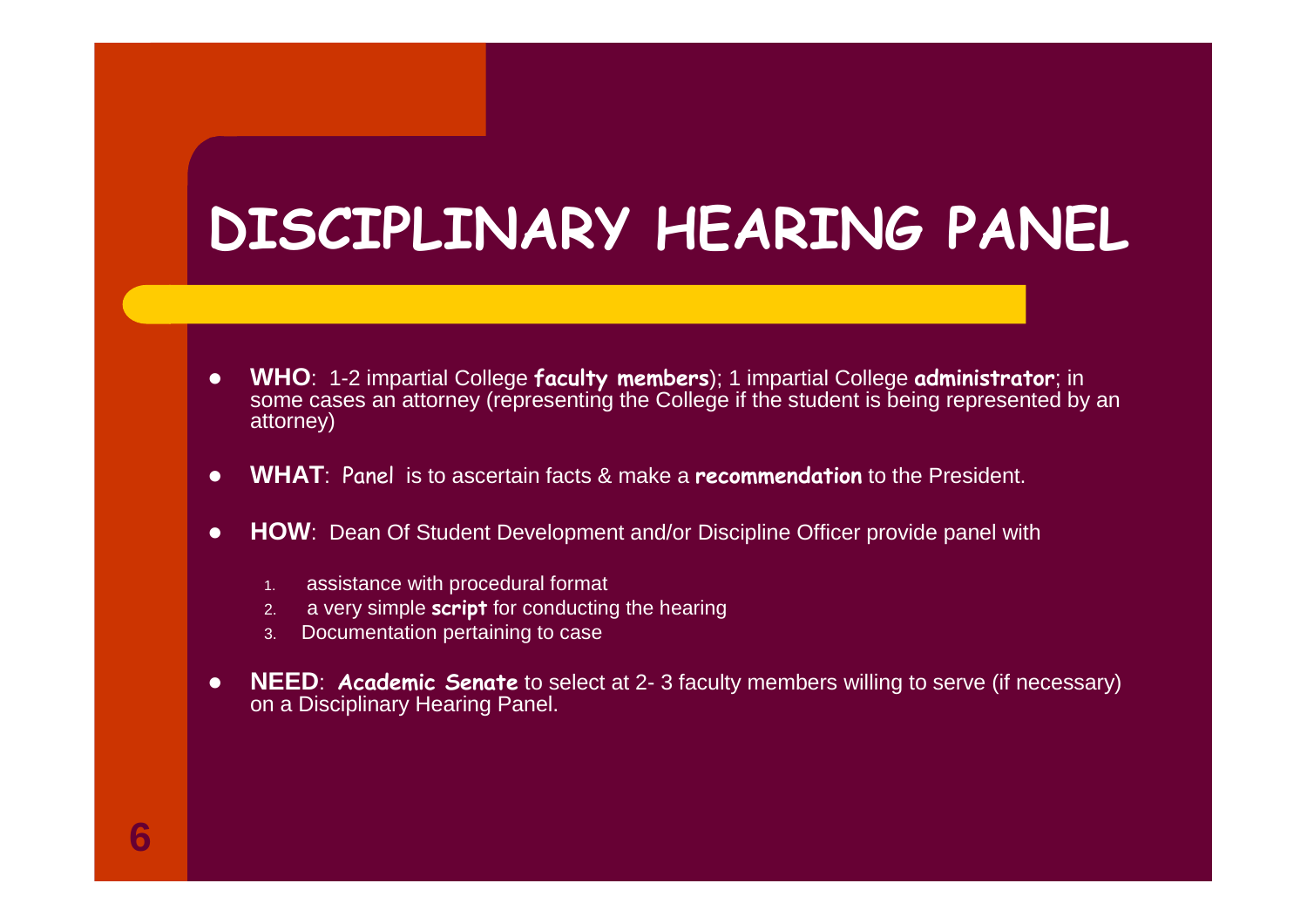# DISCIPLINARY HEARING PANEL

- **WHO**: 1-2 impartial College **faculty members**); 1 impartial College **administrator**; in some cases an attorney (representing the College if the student is being represented by an attorney)

- **WHAT**: Panel is to ascertain facts & make a **recommendation** to the President.

- **HOW**: Dean Of Student Development and/or Discipline Officer provide panel with

    1. assistance with procedural format
    2. a very simple **script** for conducting the hearing
    3. Documentation pertaining to case

- **NEED**: **Academic Senate** to select at 2- 3 faculty members willing to serve (if necessary) on a Disciplinary Hearing Panel.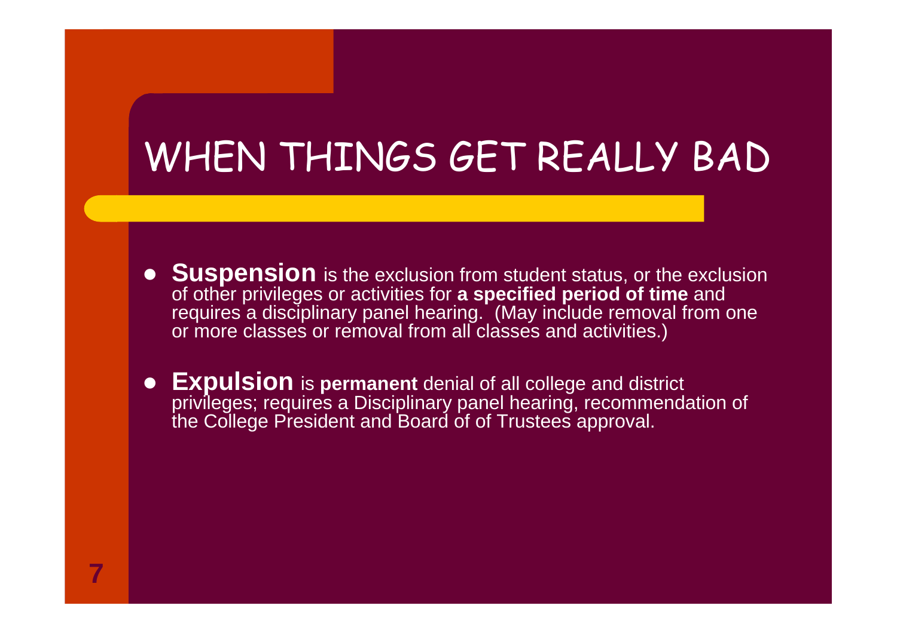# WHEN THINGS GET REALLY BAD

- **Suspension** is the exclusion from student status, or the exclusion of other privileges or activities for **a specified period of time** and requires a disciplinary panel hearing. (May include removal from one or more classes or removal from all classes and activities.)
- **Expulsion** is **permanent** denial of all college and district privileges; requires a Disciplinary panel hearing, recommendation of the College President and Board of of Trustees approval.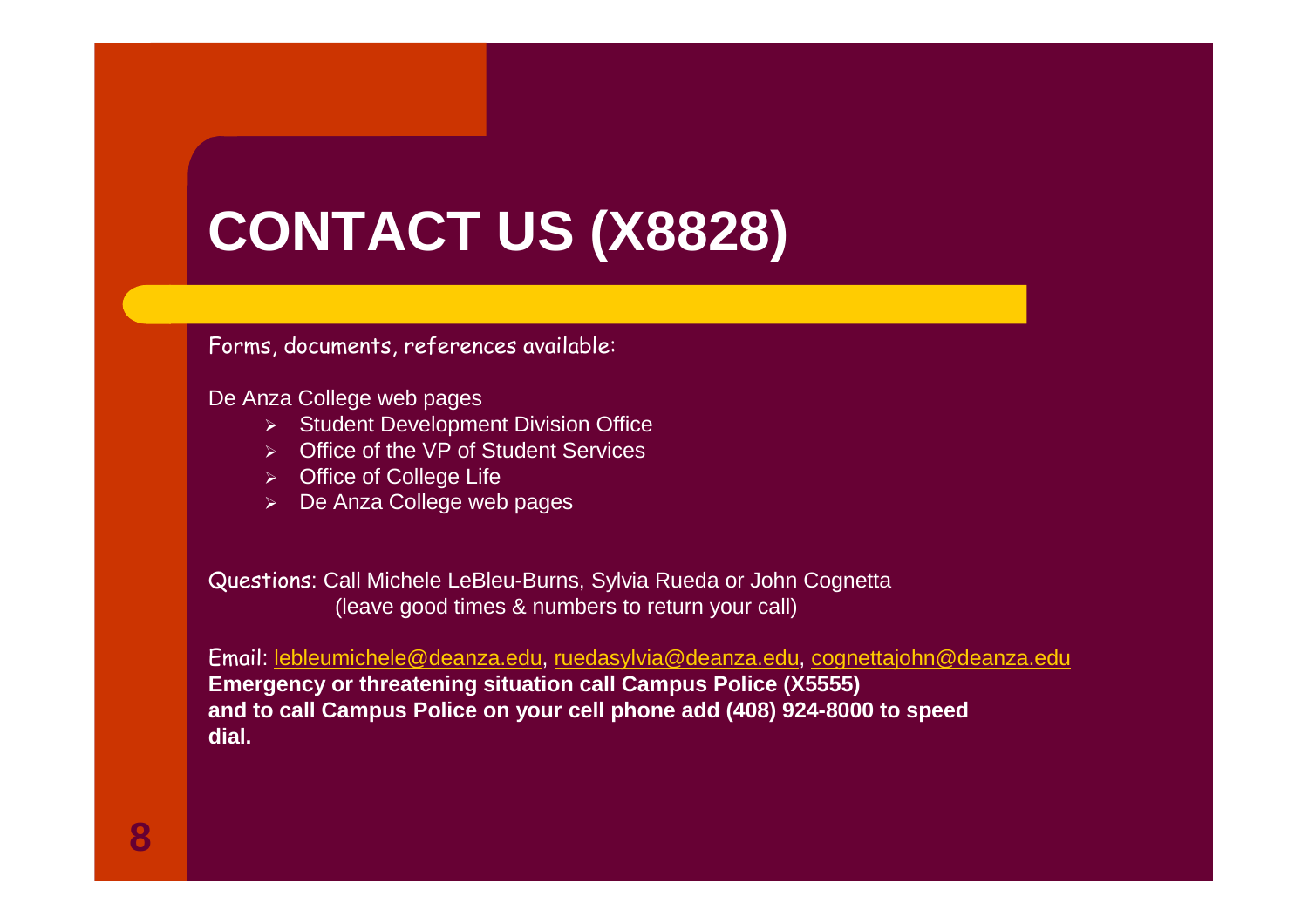# CONTACT US (X8828)

Forms, documents, references available:

De Anza College web pages

- Student Development Division Office
- Office of the VP of Student Services
- Office of College Life
- De Anza College web pages

Questions: Call Michele LeBleu-Burns, Sylvia Rueda or John Cognetta
(leave good times & numbers to return your call)

Email: lebleumichele@deanza.edu, ruedasylvia@deanza.edu, cognettajohn@deanza.edu
**Emergency or threatening situation call Campus Police (X5555) and to call Campus Police on your cell phone add (408) 924-8000 to speed dial.**